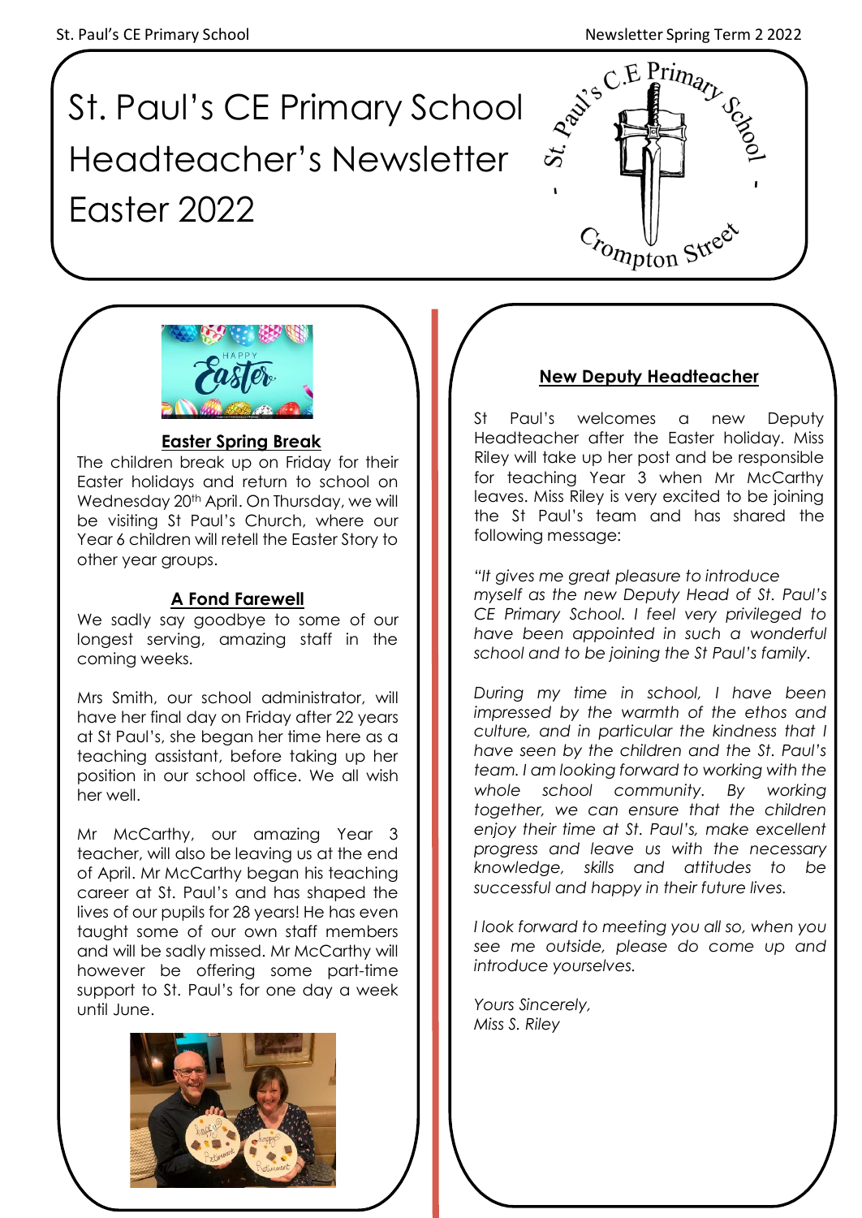# St. Paul's CE Primary School Headteacher's Newsletter Easter 2022

## Easter Spring Break

The children break up on Friday for their Easter holidays and return to school on Wednesday 20th April. On Thursday, we will be visiting St Paul's Church, where our Year 6 children will retell the Easter Story to other year groups.

## A Fond Farewell

We sadly say goodbye to some of our longest serving, amazing staff in the coming weeks.

Mrs Smith, our school administrator, will have her final day on Friday after 22 years at St Paul's, she began her time here as a teaching assistant, before taking up her position in our school office. We all wish her well.

Mr McCarthy, our amazing Year 3 teacher, will also be leaving us at the end of April. Mr McCarthy began his teaching career at St. Paul's and has shaped the lives of our pupils for 28 years! He has even taught some of our own staff members and will be sadly missed. Mr McCarthy will however be offering some part-time support to St. Paul's for one day a week until June.

## New Deputy Headteacher

St Paul's welcomes a new Deputy Headteacher after the Easter holiday. Miss Riley will take up her post and be responsible for teaching Year 3 when Mr McCarthy leaves. Miss Riley is very excited to be joining the St Paul's team and has shared the following message:

*"It gives me great pleasure to introduce myself as the new Deputy Head of St. Paul's CE Primary School. I feel very privileged to have been appointed in such a wonderful school and to be joining the St Paul's family.*

*During my time in school, I have been impressed by the warmth of the ethos and culture, and in particular the kindness that I have seen by the children and the St. Paul's team. I am looking forward to working with the whole school community. By working together, we can ensure that the children enjoy their time at St. Paul's, make excellent progress and leave us with the necessary knowledge, skills and attitudes to be successful and happy in their future lives.*

*I look forward to meeting you all so, when you see me outside, please do come up and introduce yourselves.*

*Yours Sincerely,*
*Miss S. Riley*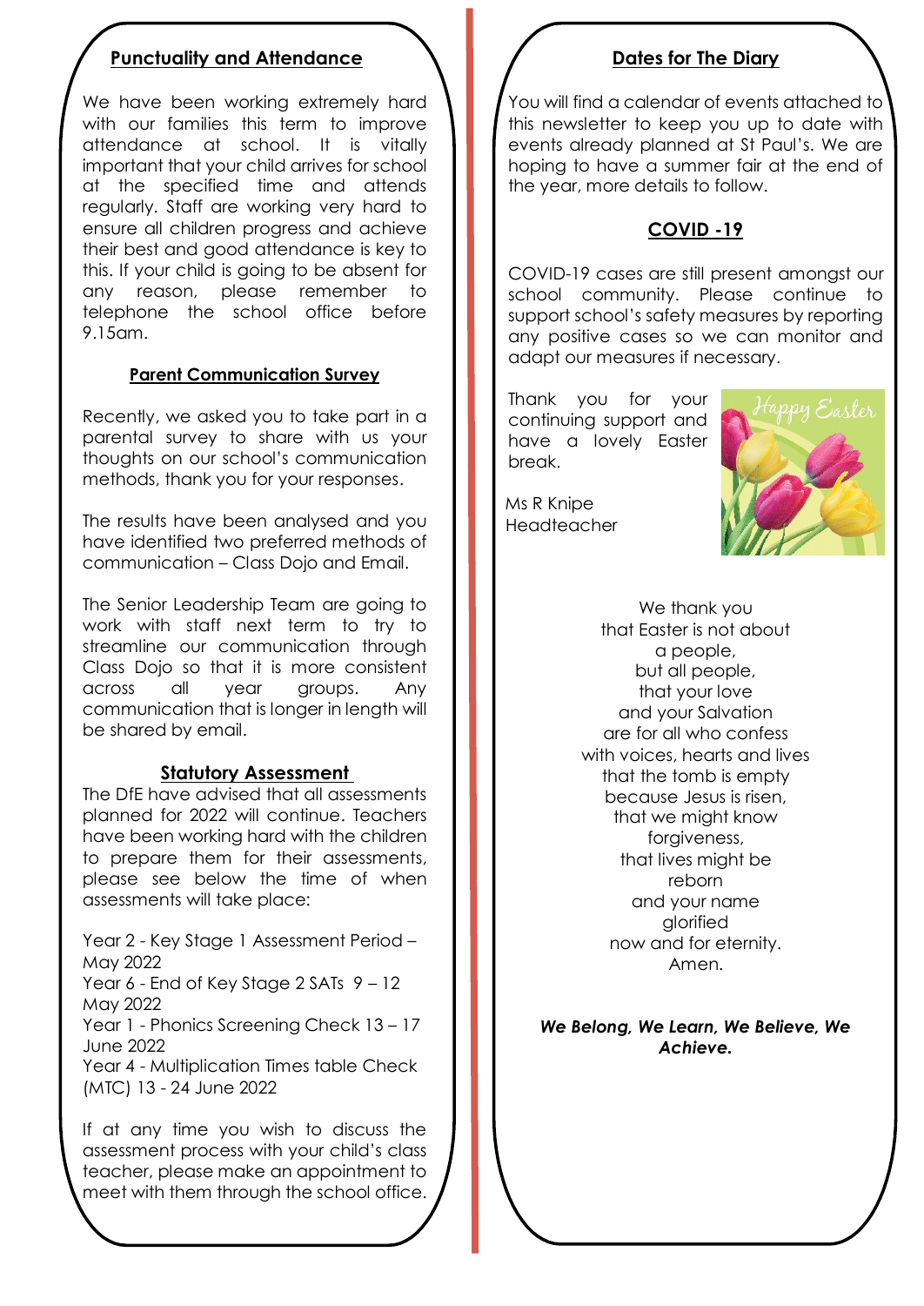## Punctuality and Attendance

We have been working extremely hard with our families this term to improve attendance at school. It is vitally important that your child arrives for school at the specified time and attends regularly. Staff are working very hard to ensure all children progress and achieve their best and good attendance is key to this. If your child is going to be absent for any reason, please remember to telephone the school office before 9.15am.

## Parent Communication Survey

Recently, we asked you to take part in a parental survey to share with us your thoughts on our school's communication methods, thank you for your responses.

The results have been analysed and you have identified two preferred methods of communication – Class Dojo and Email.

The Senior Leadership Team are going to work with staff next term to try to streamline our communication through Class Dojo so that it is more consistent across all year groups. Any communication that is longer in length will be shared by email.

## Statutory Assessment

The DfE have advised that all assessments planned for 2022 will continue. Teachers have been working hard with the children to prepare them for their assessments, please see below the time of when assessments will take place:

Year 2 - Key Stage 1 Assessment Period – May 2022
Year 6 - End of Key Stage 2 SATs 9 – 12 May 2022
Year 1 - Phonics Screening Check 13 – 17 June 2022
Year 4 - Multiplication Times table Check (MTC) 13 - 24 June 2022

If at any time you wish to discuss the assessment process with your child's class teacher, please make an appointment to meet with them through the school office.

## Dates for The Diary

You will find a calendar of events attached to this newsletter to keep you up to date with events already planned at St Paul's. We are hoping to have a summer fair at the end of the year, more details to follow.

## COVID -19

COVID-19 cases are still present amongst our school community. Please continue to support school's safety measures by reporting any positive cases so we can monitor and adapt our measures if necessary.

Thank you for your continuing support and have a lovely Easter break.

Ms R Knipe
Headteacher

Happy Easter

We thank you
that Easter is not about
a people,
but all people,
that your love
and your Salvation
are for all who confess
with voices, hearts and lives
that the tomb is empty
because Jesus is risen,
that we might know
forgiveness,
that lives might be
reborn
and your name
glorified
now and for eternity.
Amen.

***We Belong, We Learn, We Believe, We Achieve.***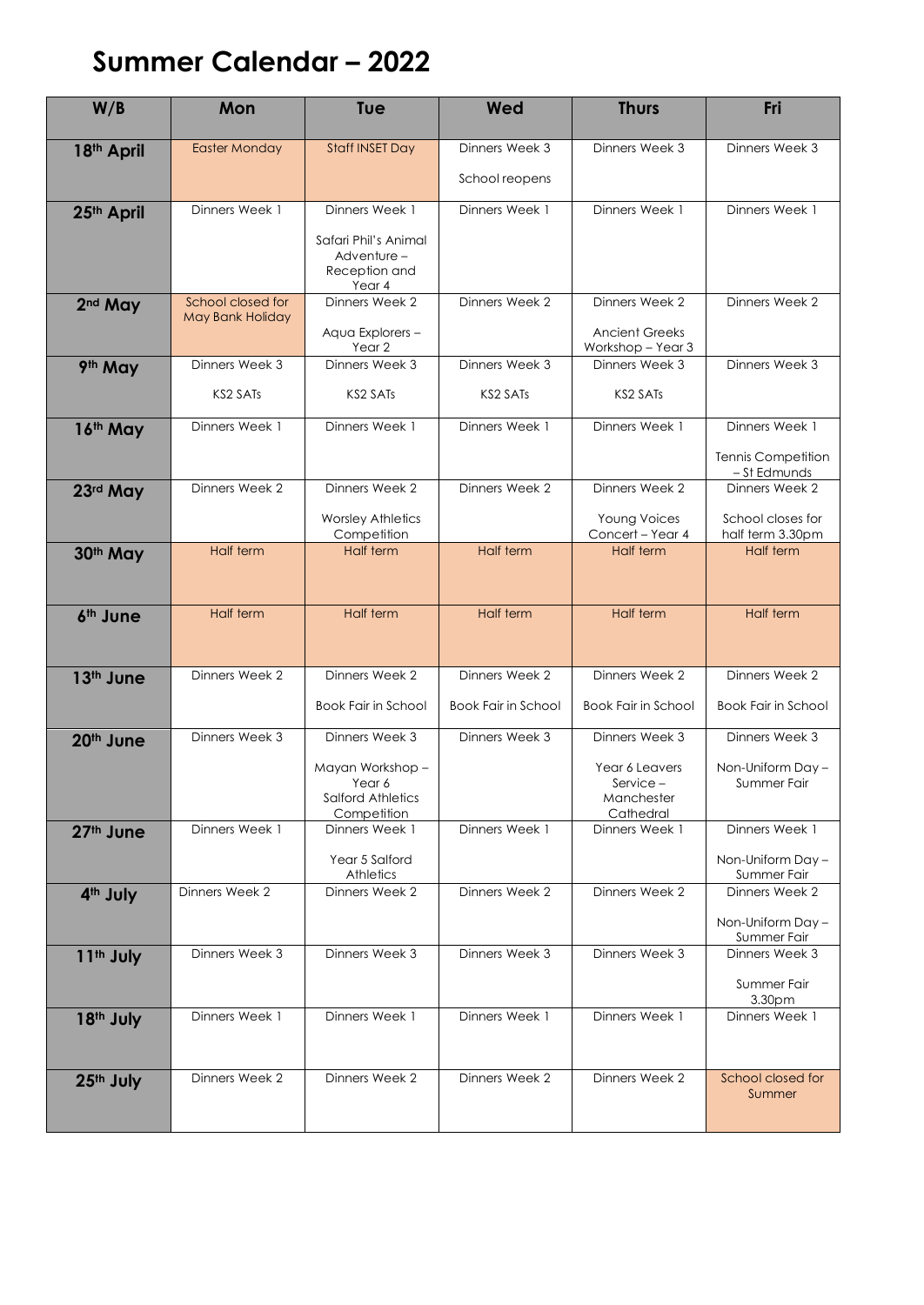# Summer Calendar – 2022

| W/B | Mon | Tue | Wed | Thurs | Fri |
|---|---|---|---|---|---|
| 18th April | Easter Monday | Staff INSET Day | Dinners Week 3<br><br>School reopens | Dinners Week 3 | Dinners Week 3 |
| 25th April | Dinners Week 1 | Dinners Week 1<br><br>Safari Phil's Animal Adventure – Reception and Year 4 | Dinners Week 1 | Dinners Week 1 | Dinners Week 1 |
| 2nd May | School closed for May Bank Holiday | Dinners Week 2<br><br>Aqua Explorers – Year 2 | Dinners Week 2 | Dinners Week 2<br><br>Ancient Greeks Workshop – Year 3 | Dinners Week 2 |
| 9th May | Dinners Week 3<br><br>KS2 SATs | Dinners Week 3<br><br>KS2 SATs | Dinners Week 3<br><br>KS2 SATs | Dinners Week 3<br><br>KS2 SATs | Dinners Week 3 |
| 16th May | Dinners Week 1 | Dinners Week 1 | Dinners Week 1 | Dinners Week 1 | Dinners Week 1<br><br>Tennis Competition – St Edmunds |
| 23rd May | Dinners Week 2 | Dinners Week 2<br><br>Worsley Athletics Competition | Dinners Week 2 | Dinners Week 2<br><br>Young Voices Concert – Year 4 | Dinners Week 2<br><br>School closes for half term 3.30pm |
| 30th May | Half term | Half term | Half term | Half term | Half term |
| 6th June | Half term | Half term | Half term | Half term | Half term |
| 13th June | Dinners Week 2 | Dinners Week 2<br><br>Book Fair in School | Dinners Week 2<br><br>Book Fair in School | Dinners Week 2<br><br>Book Fair in School | Dinners Week 2<br><br>Book Fair in School |
| 20th June | Dinners Week 3 | Dinners Week 3<br><br>Mayan Workshop – Year 6<br>Salford Athletics Competition | Dinners Week 3 | Dinners Week 3<br><br>Year 6 Leavers Service – Manchester Cathedral | Dinners Week 3<br><br>Non-Uniform Day – Summer Fair |
| 27th June | Dinners Week 1 | Dinners Week 1<br><br>Year 5 Salford Athletics | Dinners Week 1 | Dinners Week 1 | Dinners Week 1<br><br>Non-Uniform Day – Summer Fair |
| 4th July | Dinners Week 2 | Dinners Week 2 | Dinners Week 2 | Dinners Week 2 | Dinners Week 2<br><br>Non-Uniform Day – Summer Fair |
| 11th July | Dinners Week 3 | Dinners Week 3 | Dinners Week 3 | Dinners Week 3 | Dinners Week 3<br><br>Summer Fair 3.30pm |
| 18th July | Dinners Week 1 | Dinners Week 1 | Dinners Week 1 | Dinners Week 1 | Dinners Week 1 |
| 25th July | Dinners Week 2 | Dinners Week 2 | Dinners Week 2 | Dinners Week 2 | School closed for Summer |